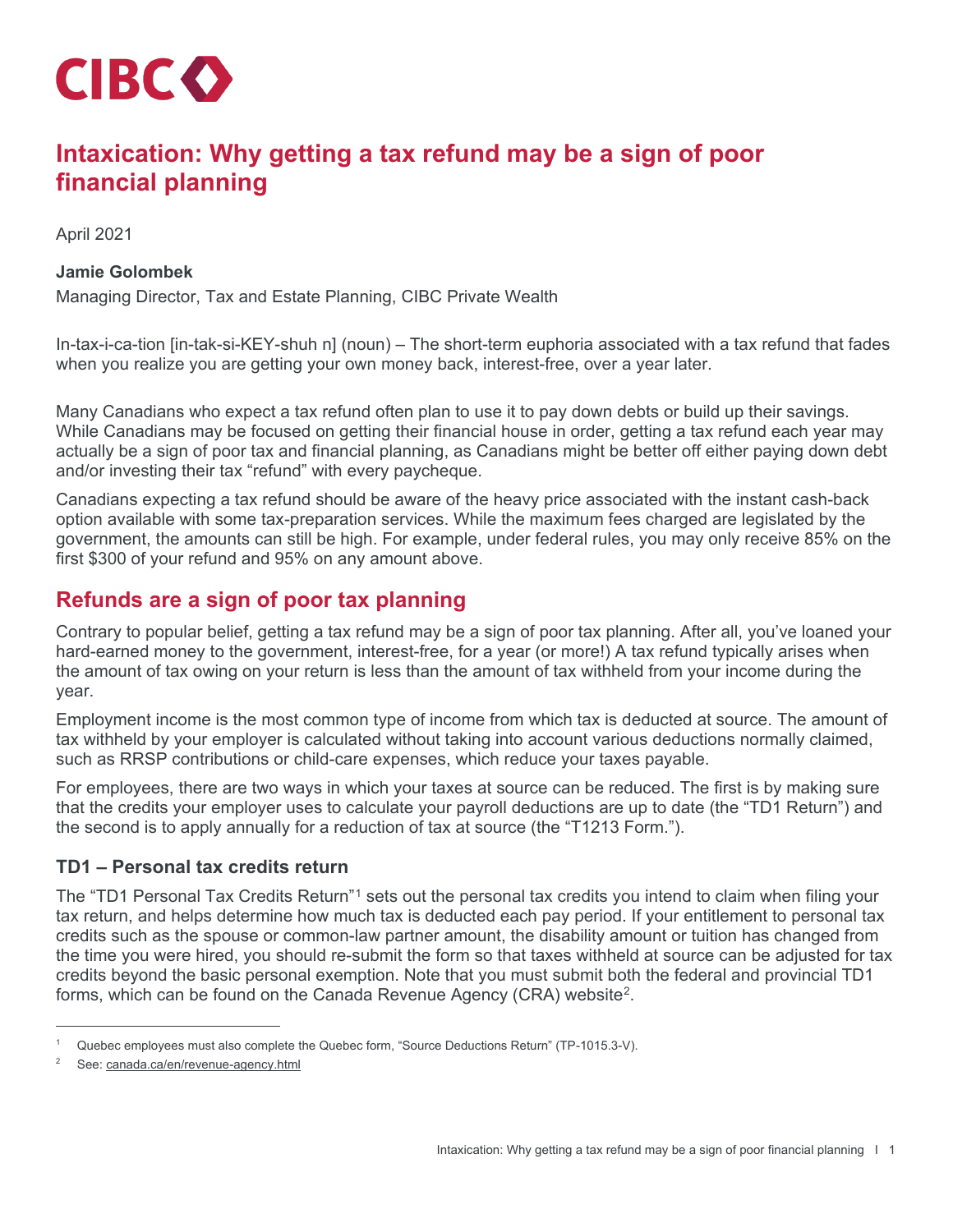CIBC

# Intaxication: Why getting a tax refund may be a sign of poor financial planning

April 2021

**Jamie Golombek**
Managing Director, Tax and Estate Planning, CIBC Private Wealth

In-tax-i-ca-tion [in-tak-si-KEY-shuh n] (noun) – The short-term euphoria associated with a tax refund that fades when you realize you are getting your own money back, interest-free, over a year later.

Many Canadians who expect a tax refund often plan to use it to pay down debts or build up their savings. While Canadians may be focused on getting their financial house in order, getting a tax refund each year may actually be a sign of poor tax and financial planning, as Canadians might be better off either paying down debt and/or investing their tax "refund" with every paycheque.

Canadians expecting a tax refund should be aware of the heavy price associated with the instant cash-back option available with some tax-preparation services. While the maximum fees charged are legislated by the government, the amounts can still be high. For example, under federal rules, you may only receive 85% on the first $300 of your refund and 95% on any amount above.

## Refunds are a sign of poor tax planning

Contrary to popular belief, getting a tax refund may be a sign of poor tax planning. After all, you've loaned your hard-earned money to the government, interest-free, for a year (or more!) A tax refund typically arises when the amount of tax owing on your return is less than the amount of tax withheld from your income during the year.

Employment income is the most common type of income from which tax is deducted at source. The amount of tax withheld by your employer is calculated without taking into account various deductions normally claimed, such as RRSP contributions or child-care expenses, which reduce your taxes payable.

For employees, there are two ways in which your taxes at source can be reduced. The first is by making sure that the credits your employer uses to calculate your payroll deductions are up to date (the "TD1 Return") and the second is to apply annually for a reduction of tax at source (the "T1213 Form.").

### TD1 – Personal tax credits return

The "TD1 Personal Tax Credits Return"[1] sets out the personal tax credits you intend to claim when filing your tax return, and helps determine how much tax is deducted each pay period. If your entitlement to personal tax credits such as the spouse or common-law partner amount, the disability amount or tuition has changed from the time you were hired, you should re-submit the form so that taxes withheld at source can be adjusted for tax credits beyond the basic personal exemption. Note that you must submit both the federal and provincial TD1 forms, which can be found on the Canada Revenue Agency (CRA) website[2].

---

[1] Quebec employees must also complete the Quebec form, "Source Deductions Return" (TP-1015.3-V).

[2] See: canada.ca/en/revenue-agency.html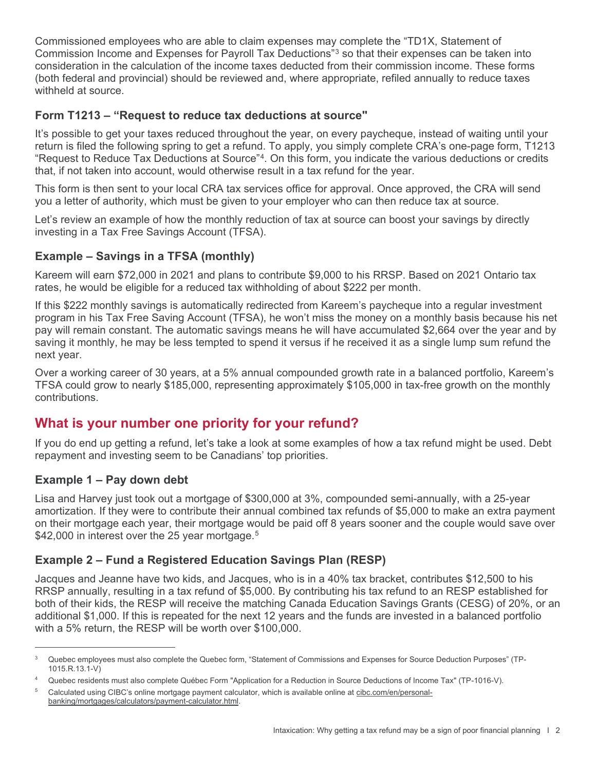Commissioned employees who are able to claim expenses may complete the "TD1X, Statement of Commission Income and Expenses for Payroll Tax Deductions"[3] so that their expenses can be taken into consideration in the calculation of the income taxes deducted from their commission income. These forms (both federal and provincial) should be reviewed and, where appropriate, refiled annually to reduce taxes withheld at source.

### Form T1213 – "Request to reduce tax deductions at source"

It's possible to get your taxes reduced throughout the year, on every paycheque, instead of waiting until your return is filed the following spring to get a refund. To apply, you simply complete CRA's one-page form, T1213 "Request to Reduce Tax Deductions at Source"[4]. On this form, you indicate the various deductions or credits that, if not taken into account, would otherwise result in a tax refund for the year.

This form is then sent to your local CRA tax services office for approval. Once approved, the CRA will send you a letter of authority, which must be given to your employer who can then reduce tax at source.

Let's review an example of how the monthly reduction of tax at source can boost your savings by directly investing in a Tax Free Savings Account (TFSA).

### Example – Savings in a TFSA (monthly)

Kareem will earn $72,000 in 2021 and plans to contribute $9,000 to his RRSP. Based on 2021 Ontario tax rates, he would be eligible for a reduced tax withholding of about $222 per month.

If this $222 monthly savings is automatically redirected from Kareem's paycheque into a regular investment program in his Tax Free Saving Account (TFSA), he won't miss the money on a monthly basis because his net pay will remain constant. The automatic savings means he will have accumulated $2,664 over the year and by saving it monthly, he may be less tempted to spend it versus if he received it as a single lump sum refund the next year.

Over a working career of 30 years, at a 5% annual compounded growth rate in a balanced portfolio, Kareem's TFSA could grow to nearly $185,000, representing approximately $105,000 in tax-free growth on the monthly contributions.

## What is your number one priority for your refund?

If you do end up getting a refund, let's take a look at some examples of how a tax refund might be used. Debt repayment and investing seem to be Canadians' top priorities.

### Example 1 – Pay down debt

Lisa and Harvey just took out a mortgage of $300,000 at 3%, compounded semi-annually, with a 25-year amortization. If they were to contribute their annual combined tax refunds of $5,000 to make an extra payment on their mortgage each year, their mortgage would be paid off 8 years sooner and the couple would save over $42,000 in interest over the 25 year mortgage.[5]

### Example 2 – Fund a Registered Education Savings Plan (RESP)

Jacques and Jeanne have two kids, and Jacques, who is in a 40% tax bracket, contributes $12,500 to his RRSP annually, resulting in a tax refund of $5,000. By contributing his tax refund to an RESP established for both of their kids, the RESP will receive the matching Canada Education Savings Grants (CESG) of 20%, or an additional $1,000. If this is repeated for the next 12 years and the funds are invested in a balanced portfolio with a 5% return, the RESP will be worth over $100,000.

---

[3] Quebec employees must also complete the Quebec form, "Statement of Commissions and Expenses for Source Deduction Purposes" (TP-1015.R.13.1-V)

[4] Quebec residents must also complete Québec Form "Application for a Reduction in Source Deductions of Income Tax" (TP-1016-V).

[5] Calculated using CIBC's online mortgage payment calculator, which is available online at cibc.com/en/personal-banking/mortgages/calculators/payment-calculator.html.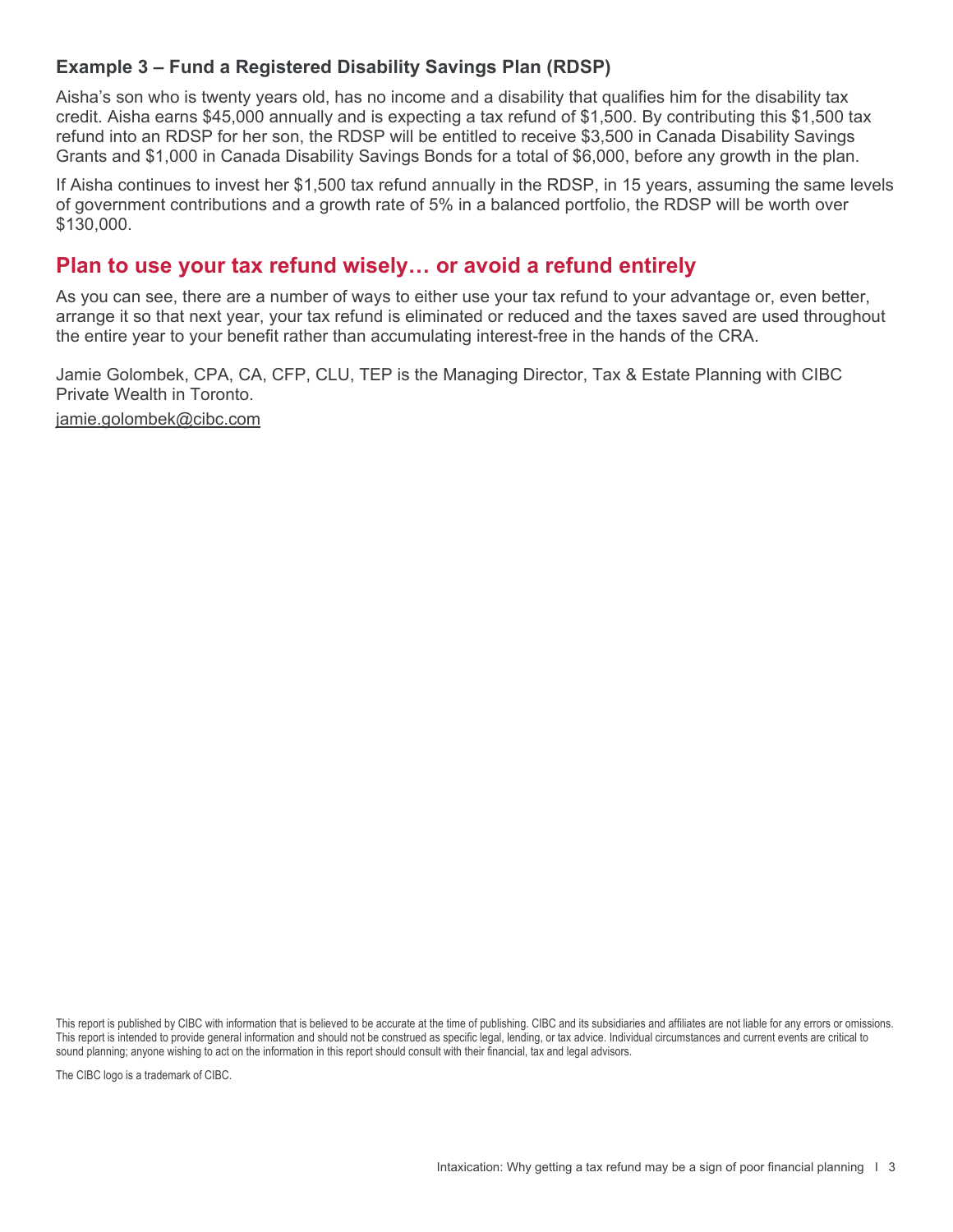### Example 3 – Fund a Registered Disability Savings Plan (RDSP)

Aisha's son who is twenty years old, has no income and a disability that qualifies him for the disability tax credit. Aisha earns $45,000 annually and is expecting a tax refund of $1,500. By contributing this $1,500 tax refund into an RDSP for her son, the RDSP will be entitled to receive $3,500 in Canada Disability Savings Grants and $1,000 in Canada Disability Savings Bonds for a total of $6,000, before any growth in the plan.

If Aisha continues to invest her $1,500 tax refund annually in the RDSP, in 15 years, assuming the same levels of government contributions and a growth rate of 5% in a balanced portfolio, the RDSP will be worth over $130,000.

## Plan to use your tax refund wisely… or avoid a refund entirely

As you can see, there are a number of ways to either use your tax refund to your advantage or, even better, arrange it so that next year, your tax refund is eliminated or reduced and the taxes saved are used throughout the entire year to your benefit rather than accumulating interest-free in the hands of the CRA.

Jamie Golombek, CPA, CA, CFP, CLU, TEP is the Managing Director, Tax & Estate Planning with CIBC Private Wealth in Toronto.

jamie.golombek@cibc.com

This report is published by CIBC with information that is believed to be accurate at the time of publishing. CIBC and its subsidiaries and affiliates are not liable for any errors or omissions. This report is intended to provide general information and should not be construed as specific legal, lending, or tax advice. Individual circumstances and current events are critical to sound planning; anyone wishing to act on the information in this report should consult with their financial, tax and legal advisors.

The CIBC logo is a trademark of CIBC.